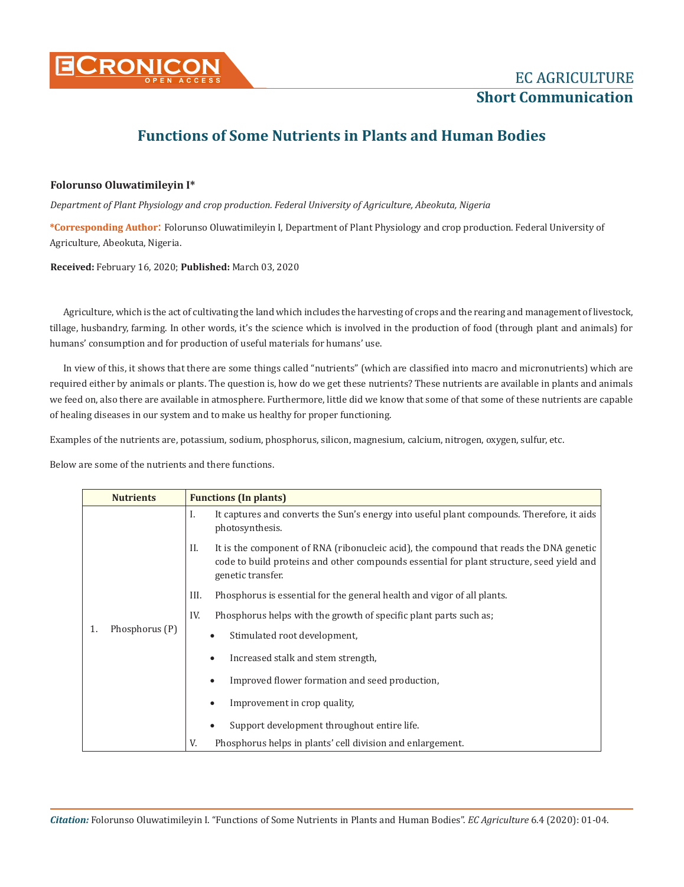# Functions of Some Nutrients in Plants and Human Bodies

**Folorunso Oluwatimileyin I***

*Department of Plant Physiology and crop production. Federal University of Agriculture, Abeokuta, Nigeria*

**\*Corresponding Author:** Folorunso Oluwatimileyin I, Department of Plant Physiology and crop production. Federal University of Agriculture, Abeokuta, Nigeria.

**Received:** February 16, 2020; **Published:** March 03, 2020

Agriculture, which is the act of cultivating the land which includes the harvesting of crops and the rearing and management of livestock, tillage, husbandry, farming. In other words, it's the science which is involved in the production of food (through plant and animals) for humans' consumption and for production of useful materials for humans' use.

In view of this, it shows that there are some things called "nutrients" (which are classified into macro and micronutrients) which are required either by animals or plants. The question is, how do we get these nutrients? These nutrients are available in plants and animals we feed on, also there are available in atmosphere. Furthermore, little did we know that some of that some of these nutrients are capable of healing diseases in our system and to make us healthy for proper functioning.

Examples of the nutrients are, potassium, sodium, phosphorus, silicon, magnesium, calcium, nitrogen, oxygen, sulfur, etc.

Below are some of the nutrients and there functions.

| Nutrients | Functions (In plants) |
|---|---|
| 1. Phosphorus (P) | I. It captures and converts the Sun's energy into useful plant compounds. Therefore, it aids photosynthesis.<br>II. It is the component of RNA (ribonucleic acid), the compound that reads the DNA genetic code to build proteins and other compounds essential for plant structure, seed yield and genetic transfer.<br>III. Phosphorus is essential for the general health and vigor of all plants.<br>IV. Phosphorus helps with the growth of specific plant parts such as;<br>• Stimulated root development,<br>• Increased stalk and stem strength,<br>• Improved flower formation and seed production,<br>• Improvement in crop quality,<br>• Support development throughout entire life.<br>V. Phosphorus helps in plants' cell division and enlargement. |

*Citation:* Folorunso Oluwatimileyin I. "Functions of Some Nutrients in Plants and Human Bodies". *EC Agriculture* 6.4 (2020): 01-04.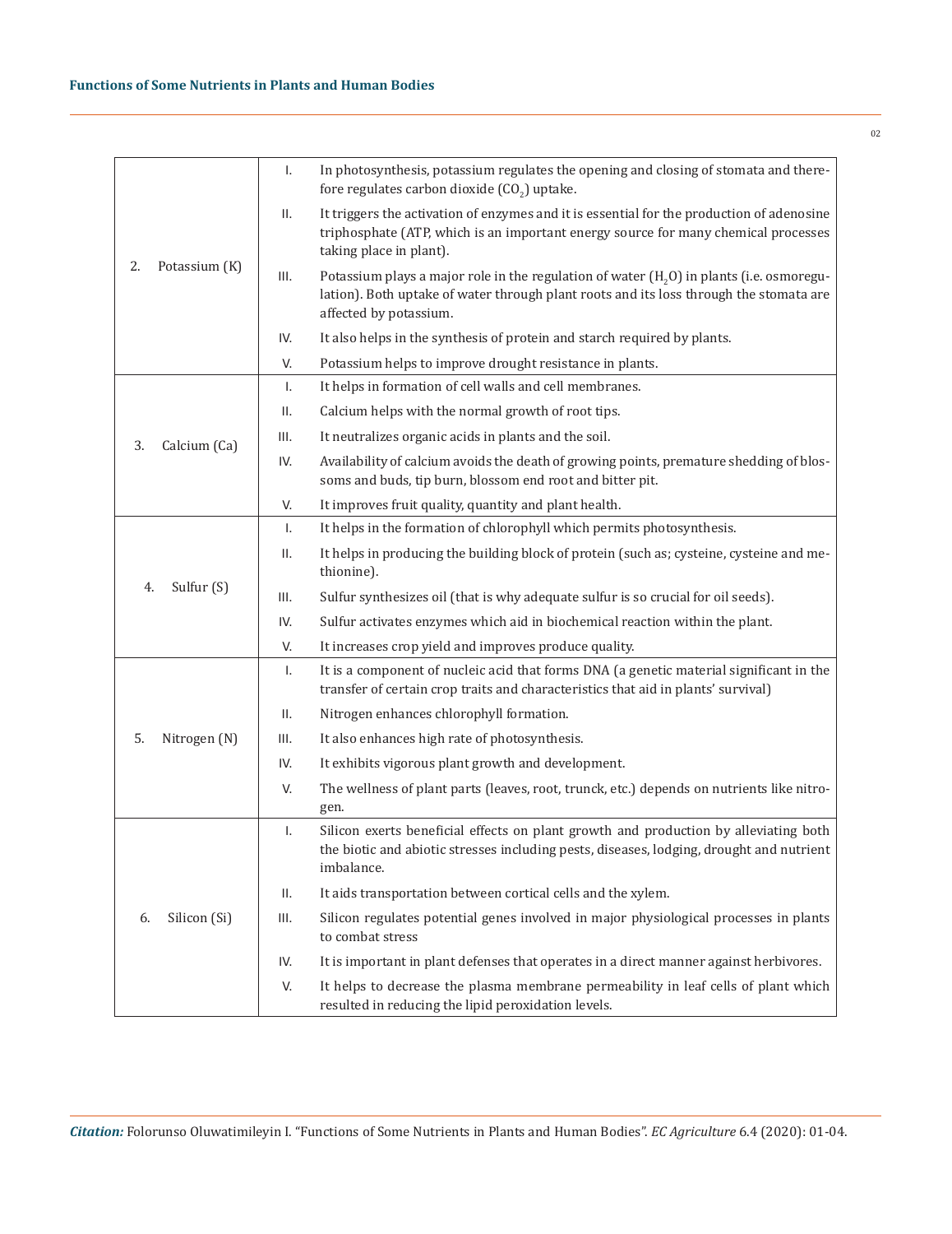| | | |
|---|---|---|
| 2. Potassium (K) | I. | In photosynthesis, potassium regulates the opening and closing of stomata and therefore regulates carbon dioxide ($CO_2$) uptake. |
| | II. | It triggers the activation of enzymes and it is essential for the production of adenosine triphosphate (ATP, which is an important energy source for many chemical processes taking place in plant). |
| | III. | Potassium plays a major role in the regulation of water ($H_2O$) in plants (i.e. osmoregulation). Both uptake of water through plant roots and its loss through the stomata are affected by potassium. |
| | IV. | It also helps in the synthesis of protein and starch required by plants. |
| | V. | Potassium helps to improve drought resistance in plants. |
| 3. Calcium (Ca) | I. | It helps in formation of cell walls and cell membranes. |
| | II. | Calcium helps with the normal growth of root tips. |
| | III. | It neutralizes organic acids in plants and the soil. |
| | IV. | Availability of calcium avoids the death of growing points, premature shedding of blossoms and buds, tip burn, blossom end root and bitter pit. |
| | V. | It improves fruit quality, quantity and plant health. |
| 4. Sulfur (S) | I. | It helps in the formation of chlorophyll which permits photosynthesis. |
| | II. | It helps in producing the building block of protein (such as; cysteine, cysteine and methionine). |
| | III. | Sulfur synthesizes oil (that is why adequate sulfur is so crucial for oil seeds). |
| | IV. | Sulfur activates enzymes which aid in biochemical reaction within the plant. |
| | V. | It increases crop yield and improves produce quality. |
| 5. Nitrogen (N) | I. | It is a component of nucleic acid that forms DNA (a genetic material significant in the transfer of certain crop traits and characteristics that aid in plants' survival) |
| | II. | Nitrogen enhances chlorophyll formation. |
| | III. | It also enhances high rate of photosynthesis. |
| | IV. | It exhibits vigorous plant growth and development. |
| | V. | The wellness of plant parts (leaves, root, trunck, etc.) depends on nutrients like nitrogen. |
| 6. Silicon (Si) | I. | Silicon exerts beneficial effects on plant growth and production by alleviating both the biotic and abiotic stresses including pests, diseases, lodging, drought and nutrient imbalance. |
| | II. | It aids transportation between cortical cells and the xylem. |
| | III. | Silicon regulates potential genes involved in major physiological processes in plants to combat stress |
| | IV. | It is important in plant defenses that operates in a direct manner against herbivores. |
| | V. | It helps to decrease the plasma membrane permeability in leaf cells of plant which resulted in reducing the lipid peroxidation levels. |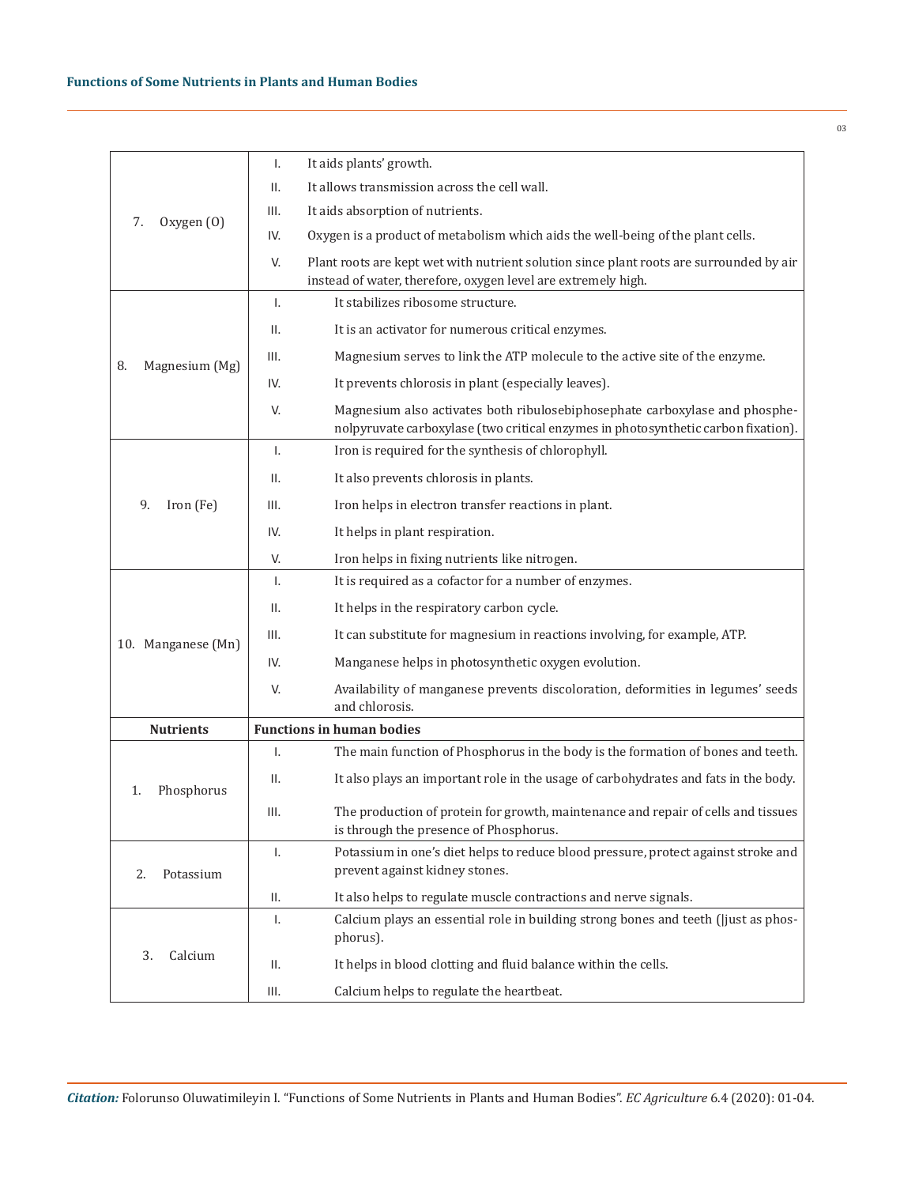| | | |
|---|---|---|
| 7. Oxygen (O) | I. | It aids plants' growth. |
| | II. | It allows transmission across the cell wall. |
| | III. | It aids absorption of nutrients. |
| | IV. | Oxygen is a product of metabolism which aids the well-being of the plant cells. |
| | V. | Plant roots are kept wet with nutrient solution since plant roots are surrounded by air instead of water, therefore, oxygen level are extremely high. |
| 8. Magnesium (Mg) | I. | It stabilizes ribosome structure. |
| | II. | It is an activator for numerous critical enzymes. |
| | III. | Magnesium serves to link the ATP molecule to the active site of the enzyme. |
| | IV. | It prevents chlorosis in plant (especially leaves). |
| | V. | Magnesium also activates both ribulosebiphosephate carboxylase and phosphenolpyruvate carboxylase (two critical enzymes in photosynthetic carbon fixation). |
| 9. Iron (Fe) | I. | Iron is required for the synthesis of chlorophyll. |
| | II. | It also prevents chlorosis in plants. |
| | III. | Iron helps in electron transfer reactions in plant. |
| | IV. | It helps in plant respiration. |
| | V. | Iron helps in fixing nutrients like nitrogen. |
| 10. Manganese (Mn) | I. | It is required as a cofactor for a number of enzymes. |
| | II. | It helps in the respiratory carbon cycle. |
| | III. | It can substitute for magnesium in reactions involving, for example, ATP. |
| | IV. | Manganese helps in photosynthetic oxygen evolution. |
| | V. | Availability of manganese prevents discoloration, deformities in legumes' seeds and chlorosis. |
| **Nutrients** | **Functions in human bodies** | |
| 1. Phosphorus | I. | The main function of Phosphorus in the body is the formation of bones and teeth. |
| | II. | It also plays an important role in the usage of carbohydrates and fats in the body. |
| | III. | The production of protein for growth, maintenance and repair of cells and tissues is through the presence of Phosphorus. |
| 2. Potassium | I. | Potassium in one's diet helps to reduce blood pressure, protect against stroke and prevent against kidney stones. |
| | II. | It also helps to regulate muscle contractions and nerve signals. |
| 3. Calcium | I. | Calcium plays an essential role in building strong bones and teeth (|just as phosphorus). |
| | II. | It helps in blood clotting and fluid balance within the cells. |
| | III. | Calcium helps to regulate the heartbeat. |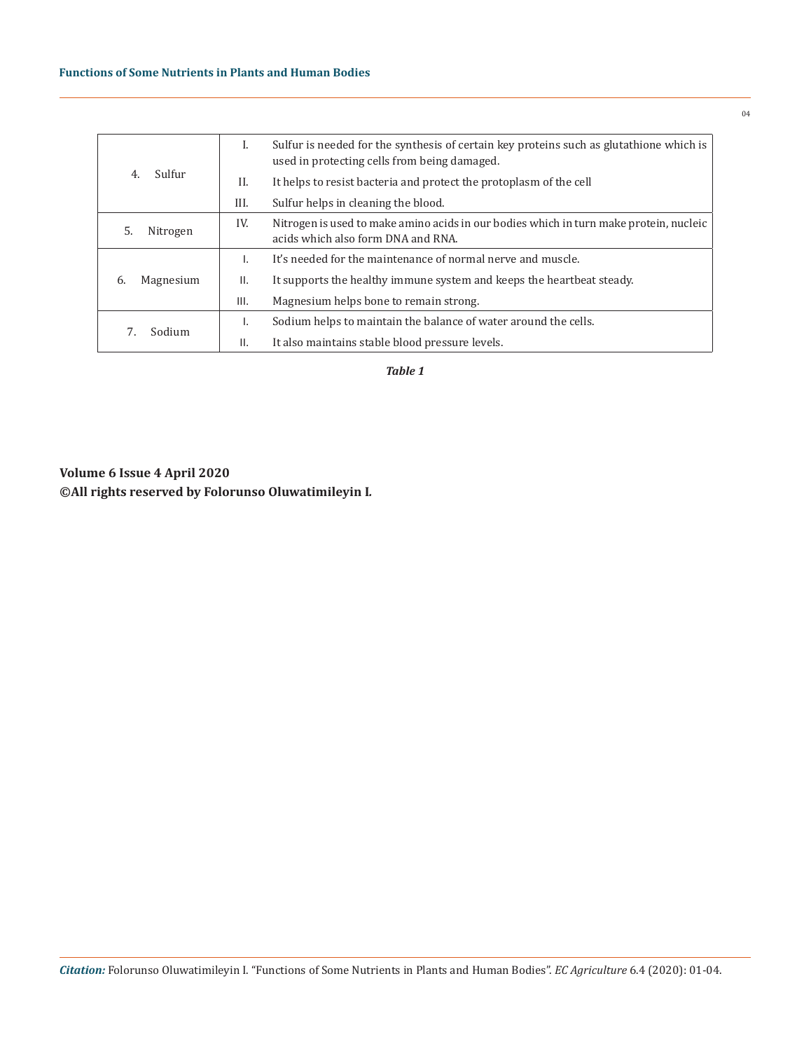| | | |
|---|---|---|
| 4. Sulfur | I. | Sulfur is needed for the synthesis of certain key proteins such as glutathione which is used in protecting cells from being damaged. |
| | II. | It helps to resist bacteria and protect the protoplasm of the cell |
| | III. | Sulfur helps in cleaning the blood. |
| 5. Nitrogen | IV. | Nitrogen is used to make amino acids in our bodies which in turn make protein, nucleic acids which also form DNA and RNA. |
| 6. Magnesium | I. | It's needed for the maintenance of normal nerve and muscle. |
| | II. | It supports the healthy immune system and keeps the heartbeat steady. |
| | III. | Magnesium helps bone to remain strong. |
| 7. Sodium | I. | Sodium helps to maintain the balance of water around the cells. |
| | II. | It also maintains stable blood pressure levels. |

***Table 1***

**Volume 6 Issue 4 April 2020**
**©All rights reserved by Folorunso Oluwatimileyin I.**